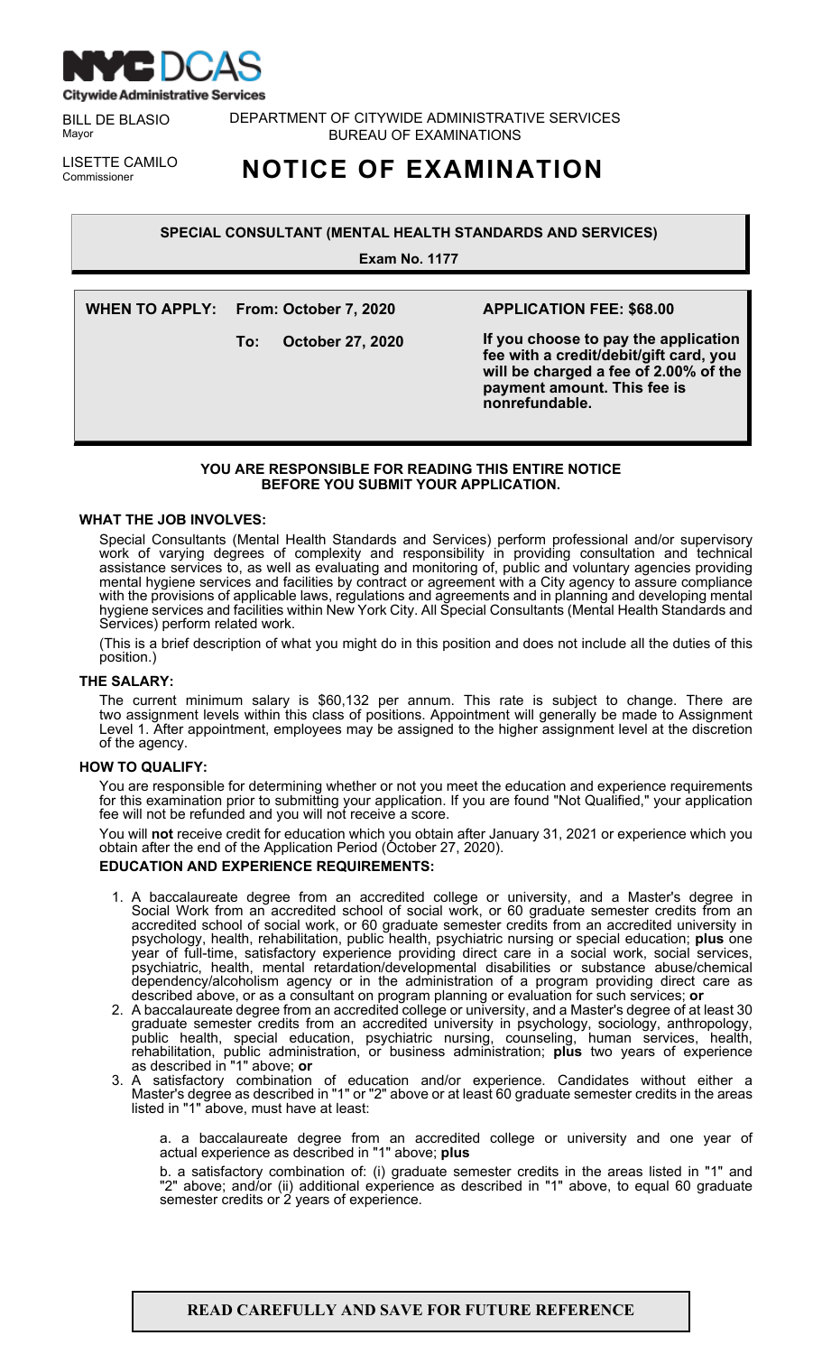**NYC DCAS**
**Citywide Administrative Services**

BILL DE BLASIO
Mayor

LISETTE CAMILO
Commissioner

DEPARTMENT OF CITYWIDE ADMINISTRATIVE SERVICES
BUREAU OF EXAMINATIONS

# NOTICE OF EXAMINATION

## SPECIAL CONSULTANT (MENTAL HEALTH STANDARDS AND SERVICES)

**Exam No. 1177**

**WHEN TO APPLY: From: October 7, 2020**
**To: October 27, 2020**

**APPLICATION FEE: $68.00**

**If you choose to pay the application fee with a credit/debit/gift card, you will be charged a fee of 2.00% of the payment amount. This fee is nonrefundable.**

**YOU ARE RESPONSIBLE FOR READING THIS ENTIRE NOTICE BEFORE YOU SUBMIT YOUR APPLICATION.**

### WHAT THE JOB INVOLVES:

Special Consultants (Mental Health Standards and Services) perform professional and/or supervisory work of varying degrees of complexity and responsibility in providing consultation and technical assistance services to, as well as evaluating and monitoring of, public and voluntary agencies providing mental hygiene services and facilities by contract or agreement with a City agency to assure compliance with the provisions of applicable laws, regulations and agreements and in planning and developing mental hygiene services and facilities within New York City. All Special Consultants (Mental Health Standards and Services) perform related work.

(This is a brief description of what you might do in this position and does not include all the duties of this position.)

### THE SALARY:

The current minimum salary is $60,132 per annum. This rate is subject to change. There are two assignment levels within this class of positions. Appointment will generally be made to Assignment Level 1. After appointment, employees may be assigned to the higher assignment level at the discretion of the agency.

### HOW TO QUALIFY:

You are responsible for determining whether or not you meet the education and experience requirements for this examination prior to submitting your application. If you are found "Not Qualified," your application fee will not be refunded and you will not receive a score.

You will **not** receive credit for education which you obtain after January 31, 2021 or experience which you obtain after the end of the Application Period (October 27, 2020).

#### EDUCATION AND EXPERIENCE REQUIREMENTS:

1. A baccalaureate degree from an accredited college or university, and a Master's degree in Social Work from an accredited school of social work, or 60 graduate semester credits from an accredited school of social work, or 60 graduate semester credits from an accredited university in psychology, health, rehabilitation, public health, psychiatric nursing or special education; **plus** one year of full-time, satisfactory experience providing direct care in a social work, social services, psychiatric, health, mental retardation/developmental disabilities or substance abuse/chemical dependency/alcoholism agency or in the administration of a program providing direct care as described above, or as a consultant on program planning or evaluation for such services; **or**
2. A baccalaureate degree from an accredited college or university, and a Master's degree of at least 30 graduate semester credits from an accredited university in psychology, sociology, anthropology, public health, special education, psychiatric nursing, counseling, human services, health, rehabilitation, public administration, or business administration; **plus** two years of experience as described in "1" above; **or**
3. A satisfactory combination of education and/or experience. Candidates without either a Master's degree as described in "1" or "2" above or at least 60 graduate semester credits in the areas listed in "1" above, must have at least:

   a. a baccalaureate degree from an accredited college or university and one year of actual experience as described in "1" above; **plus**

   b. a satisfactory combination of: (i) graduate semester credits in the areas listed in "1" and "2" above; and/or (ii) additional experience as described in "1" above, to equal 60 graduate semester credits or 2 years of experience.

**READ CAREFULLY AND SAVE FOR FUTURE REFERENCE**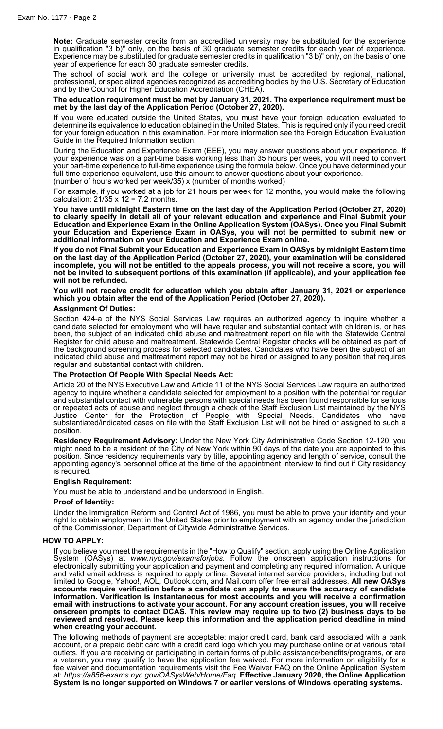**Note:** Graduate semester credits from an accredited university may be substituted for the experience in qualification "3 b)" only, on the basis of 30 graduate semester credits for each year of experience. Experience may be substituted for graduate semester credits in qualification "3 b)" only, on the basis of one year of experience for each 30 graduate semester credits.

The school of social work and the college or university must be accredited by regional, national, professional, or specialized agencies recognized as accrediting bodies by the U.S. Secretary of Education and by the Council for Higher Education Accreditation (CHEA).

**The education requirement must be met by January 31, 2021. The experience requirement must be met by the last day of the Application Period (October 27, 2020).**

If you were educated outside the United States, you must have your foreign education evaluated to determine its equivalence to education obtained in the United States. This is required only if you need credit for your foreign education in this examination. For more information see the Foreign Education Evaluation Guide in the Required Information section.

During the Education and Experience Exam (EEE), you may answer questions about your experience. If your experience was on a part-time basis working less than 35 hours per week, you will need to convert your part-time experience to full-time experience using the formula below. Once you have determined your full-time experience equivalent, use this amount to answer questions about your experience.
(number of hours worked per week/35) x (number of months worked)

For example, if you worked at a job for 21 hours per week for 12 months, you would make the following calculation: 21/35 x 12 = 7.2 months.

**You have until midnight Eastern time on the last day of the Application Period (October 27, 2020) to clearly specify in detail all of your relevant education and experience and Final Submit your Education and Experience Exam in the Online Application System (OASys). Once you Final Submit your Education and Experience Exam in OASys, you will not be permitted to submit new or additional information on your Education and Experience Exam online.**

**If you do not Final Submit your Education and Experience Exam in OASys by midnight Eastern time on the last day of the Application Period (October 27, 2020), your examination will be considered incomplete, you will not be entitled to the appeals process, you will not receive a score, you will not be invited to subsequent portions of this examination (if applicable), and your application fee will not be refunded.**

**You will not receive credit for education which you obtain after January 31, 2021 or experience which you obtain after the end of the Application Period (October 27, 2020).**

**Assignment Of Duties:**

Section 424-a of the NYS Social Services Law requires an authorized agency to inquire whether a candidate selected for employment who will have regular and substantial contact with children is, or has been, the subject of an indicated child abuse and maltreatment report on file with the Statewide Central Register for child abuse and maltreatment. Statewide Central Register checks will be obtained as part of the background screening process for selected candidates. Candidates who have been the subject of an indicated child abuse and maltreatment report may not be hired or assigned to any position that requires regular and substantial contact with children.

**The Protection Of People With Special Needs Act:**

Article 20 of the NYS Executive Law and Article 11 of the NYS Social Services Law require an authorized agency to inquire whether a candidate selected for employment to a position with the potential for regular and substantial contact with vulnerable persons with special needs has been found responsible for serious or repeated acts of abuse and neglect through a check of the Staff Exclusion List maintained by the NYS Justice Center for the Protection of People with Special Needs. Candidates who have substantiated/indicated cases on file with the Staff Exclusion List will not be hired or assigned to such a position.

**Residency Requirement Advisory:** Under the New York City Administrative Code Section 12-120, you might need to be a resident of the City of New York within 90 days of the date you are appointed to this position. Since residency requirements vary by title, appointing agency and length of service, consult the appointing agency's personnel office at the time of the appointment interview to find out if City residency is required.

**English Requirement:**

You must be able to understand and be understood in English.

**Proof of Identity:**

Under the Immigration Reform and Control Act of 1986, you must be able to prove your identity and your right to obtain employment in the United States prior to employment with an agency under the jurisdiction of the Commissioner, Department of Citywide Administrative Services.

## HOW TO APPLY:

If you believe you meet the requirements in the "How to Qualify" section, apply using the Online Application System (OASys) at *www.nyc.gov/examsforjobs*. Follow the onscreen application instructions for electronically submitting your application and payment and completing any required information. A unique and valid email address is required to apply online. Several internet service providers, including but not limited to Google, Yahoo!, AOL, Outlook.com, and Mail.com offer free email addresses. **All new OASys accounts require verification before a candidate can apply to ensure the accuracy of candidate information. Verification is instantaneous for most accounts and you will receive a confirmation email with instructions to activate your account. For any account creation issues, you will receive onscreen prompts to contact DCAS. This review may require up to two (2) business days to be reviewed and resolved. Please keep this information and the application period deadline in mind when creating your account.**

The following methods of payment are acceptable: major credit card, bank card associated with a bank account, or a prepaid debit card with a credit card logo which you may purchase online or at various retail outlets. If you are receiving or participating in certain forms of public assistance/benefits/programs, or are a veteran, you may qualify to have the application fee waived. For more information on eligibility for a fee waiver and documentation requirements visit the Fee Waiver FAQ on the Online Application System at: *https://a856-exams.nyc.gov/OASysWeb/Home/Faq.* **Effective January 2020, the Online Application System is no longer supported on Windows 7 or earlier versions of Windows operating systems.**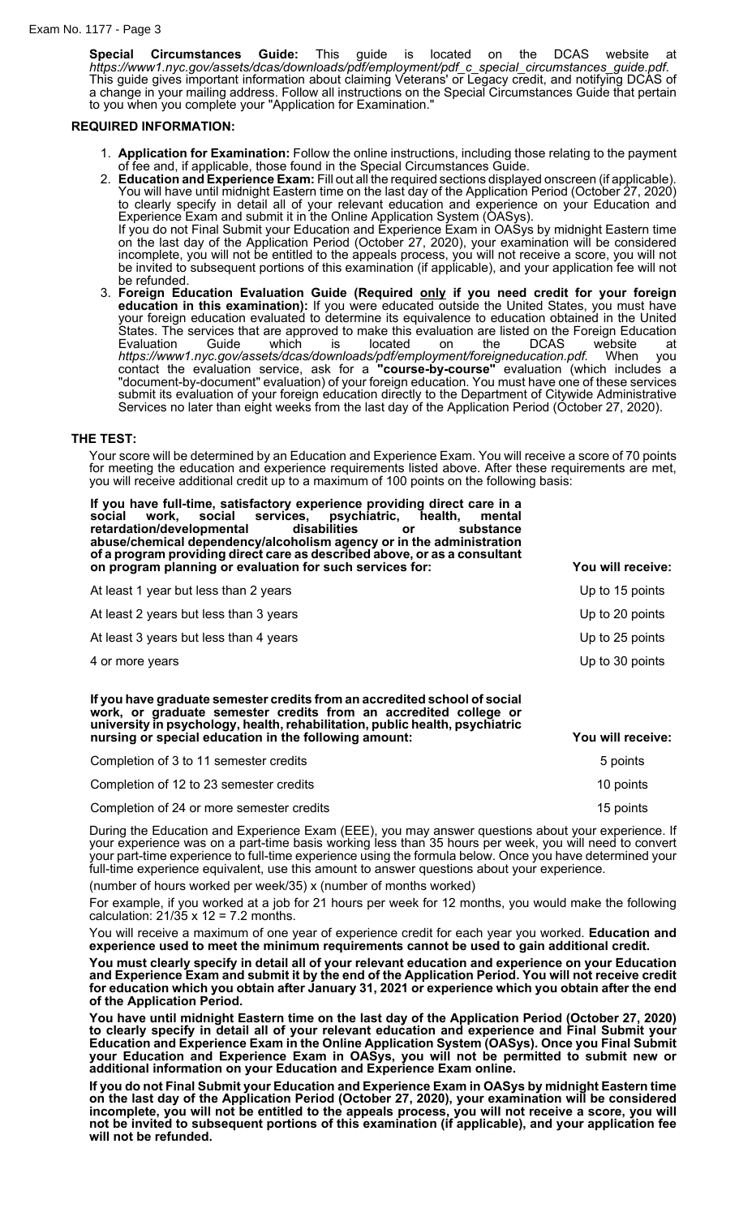**Special Circumstances Guide:** This guide is located on the DCAS website at *https://www1.nyc.gov/assets/dcas/downloads/pdf/employment/pdf_c_special_circumstances_guide.pdf.* This guide gives important information about claiming Veterans' or Legacy credit, and notifying DCAS of a change in your mailing address. Follow all instructions on the Special Circumstances Guide that pertain to you when you complete your "Application for Examination."

### REQUIRED INFORMATION:

1. **Application for Examination:** Follow the online instructions, including those relating to the payment of fee and, if applicable, those found in the Special Circumstances Guide.
2. **Education and Experience Exam:** Fill out all the required sections displayed onscreen (if applicable). You will have until midnight Eastern time on the last day of the Application Period (October 27, 2020) to clearly specify in detail all of your relevant education and experience on your Education and Experience Exam and submit it in the Online Application System (OASys).
   If you do not Final Submit your Education and Experience Exam in OASys by midnight Eastern time on the last day of the Application Period (October 27, 2020), your examination will be considered incomplete, you will not be entitled to the appeals process, you will not receive a score, you will not be invited to subsequent portions of this examination (if applicable), and your application fee will not be refunded.
3. **Foreign Education Evaluation Guide (Required only if you need credit for your foreign education in this examination):** If you were educated outside the United States, you must have your foreign education evaluated to determine its equivalence to education obtained in the United States. The services that are approved to make this evaluation are listed on the Foreign Education Evaluation Guide which is located on the DCAS website at *https://www1.nyc.gov/assets/dcas/downloads/pdf/employment/foreigneducation.pdf.* When you contact the evaluation service, ask for a **"course-by-course"** evaluation (which includes a "document-by-document" evaluation) of your foreign education. You must have one of these services submit its evaluation of your foreign education directly to the Department of Citywide Administrative Services no later than eight weeks from the last day of the Application Period (October 27, 2020).

### THE TEST:

Your score will be determined by an Education and Experience Exam. You will receive a score of 70 points for meeting the education and experience requirements listed above. After these requirements are met, you will receive additional credit up to a maximum of 100 points on the following basis:

| **If you have full-time, satisfactory experience providing direct care in a social work, social services, psychiatric, health, mental retardation/developmental disabilities or substance abuse/chemical dependency/alcoholism agency or in the administration of a program providing direct care as described above, or as a consultant on program planning or evaluation for such services for:** | **You will receive:** |
|---|---|
| At least 1 year but less than 2 years | Up to 15 points |
| At least 2 years but less than 3 years | Up to 20 points |
| At least 3 years but less than 4 years | Up to 25 points |
| 4 or more years | Up to 30 points |

| **If you have graduate semester credits from an accredited school of social work, or graduate semester credits from an accredited college or university in psychology, health, rehabilitation, public health, psychiatric nursing or special education in the following amount:** | **You will receive:** |
|---|---|
| Completion of 3 to 11 semester credits | 5 points |
| Completion of 12 to 23 semester credits | 10 points |
| Completion of 24 or more semester credits | 15 points |

During the Education and Experience Exam (EEE), you may answer questions about your experience. If your experience was on a part-time basis working less than 35 hours per week, you will need to convert your part-time experience to full-time experience using the formula below. Once you have determined your full-time experience equivalent, use this amount to answer questions about your experience.

(number of hours worked per week/35) x (number of months worked)

For example, if you worked at a job for 21 hours per week for 12 months, you would make the following calculation: 21/35 x 12 = 7.2 months.

You will receive a maximum of one year of experience credit for each year you worked. **Education and experience used to meet the minimum requirements cannot be used to gain additional credit.**

**You must clearly specify in detail all of your relevant education and experience on your Education and Experience Exam and submit it by the end of the Application Period. You will not receive credit for education which you obtain after January 31, 2021 or experience which you obtain after the end of the Application Period.**

**You have until midnight Eastern time on the last day of the Application Period (October 27, 2020) to clearly specify in detail all of your relevant education and experience and Final Submit your Education and Experience Exam in the Online Application System (OASys). Once you Final Submit your Education and Experience Exam in OASys, you will not be permitted to submit new or additional information on your Education and Experience Exam online.**

**If you do not Final Submit your Education and Experience Exam in OASys by midnight Eastern time on the last day of the Application Period (October 27, 2020), your examination will be considered incomplete, you will not be entitled to the appeals process, you will not receive a score, you will not be invited to subsequent portions of this examination (if applicable), and your application fee will not be refunded.**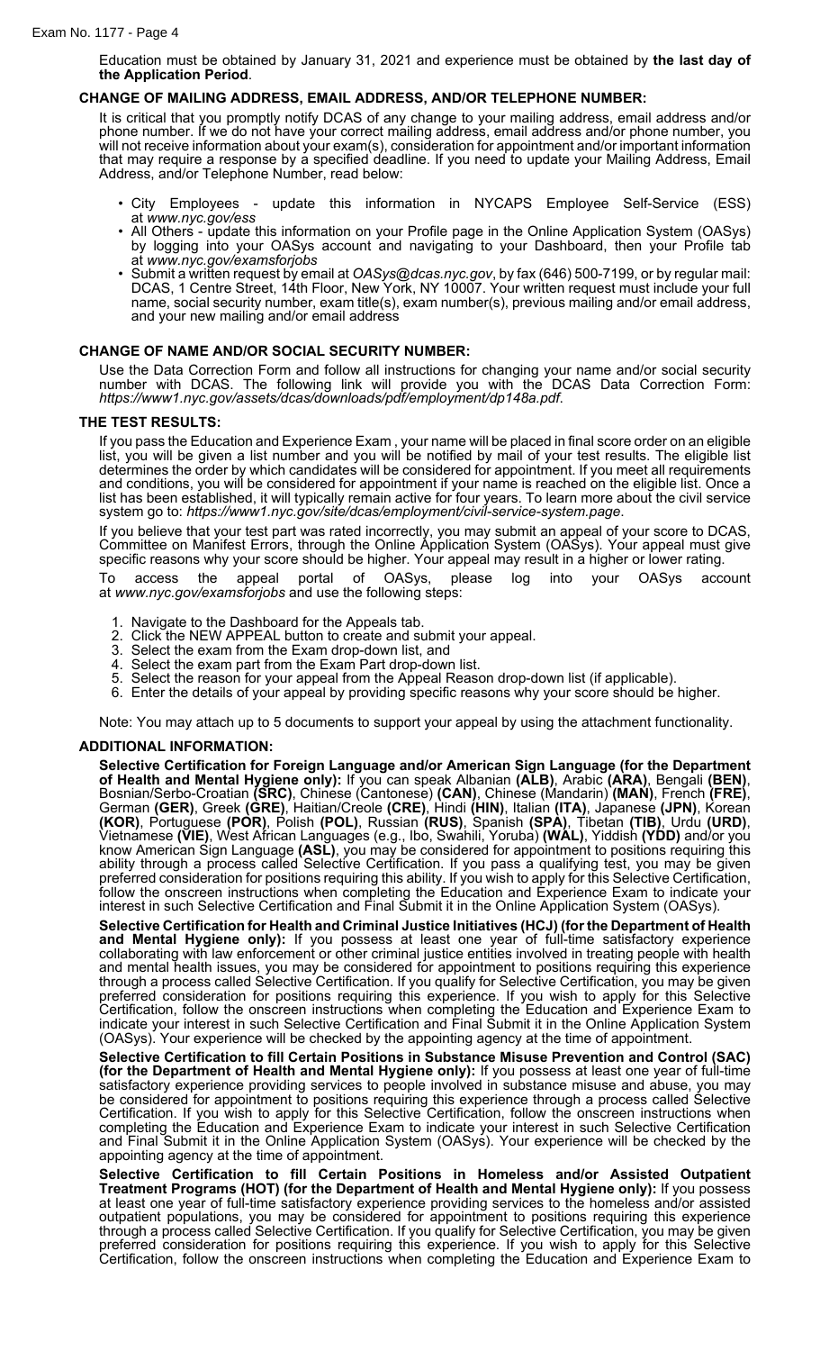Education must be obtained by January 31, 2021 and experience must be obtained by **the last day of the Application Period**.

### CHANGE OF MAILING ADDRESS, EMAIL ADDRESS, AND/OR TELEPHONE NUMBER:

It is critical that you promptly notify DCAS of any change to your mailing address, email address and/or phone number. If we do not have your correct mailing address, email address and/or phone number, you will not receive information about your exam(s), consideration for appointment and/or important information that may require a response by a specified deadline. If you need to update your Mailing Address, Email Address, and/or Telephone Number, read below:

- City Employees - update this information in NYCAPS Employee Self-Service (ESS) at *www.nyc.gov/ess*
- All Others - update this information on your Profile page in the Online Application System (OASys) by logging into your OASys account and navigating to your Dashboard, then your Profile tab at *www.nyc.gov/examsforjobs*
- Submit a written request by email at *OASys@dcas.nyc.gov*, by fax (646) 500-7199, or by regular mail: DCAS, 1 Centre Street, 14th Floor, New York, NY 10007. Your written request must include your full name, social security number, exam title(s), exam number(s), previous mailing and/or email address, and your new mailing and/or email address

### CHANGE OF NAME AND/OR SOCIAL SECURITY NUMBER:

Use the Data Correction Form and follow all instructions for changing your name and/or social security number with DCAS. The following link will provide you with the DCAS Data Correction Form: *https://www1.nyc.gov/assets/dcas/downloads/pdf/employment/dp148a.pdf*.

### THE TEST RESULTS:

If you pass the Education and Experience Exam , your name will be placed in final score order on an eligible list, you will be given a list number and you will be notified by mail of your test results. The eligible list determines the order by which candidates will be considered for appointment. If you meet all requirements and conditions, you will be considered for appointment if your name is reached on the eligible list. Once a list has been established, it will typically remain active for four years. To learn more about the civil service system go to: *https://www1.nyc.gov/site/dcas/employment/civil-service-system.page*.

If you believe that your test part was rated incorrectly, you may submit an appeal of your score to DCAS, Committee on Manifest Errors, through the Online Application System (OASys). Your appeal must give specific reasons why your score should be higher. Your appeal may result in a higher or lower rating.

To access the appeal portal of OASys, please log into your OASys account at *www.nyc.gov/examsforjobs* and use the following steps:

1. Navigate to the Dashboard for the Appeals tab.
2. Click the NEW APPEAL button to create and submit your appeal.
3. Select the exam from the Exam drop-down list, and
4. Select the exam part from the Exam Part drop-down list.
5. Select the reason for your appeal from the Appeal Reason drop-down list (if applicable).
6. Enter the details of your appeal by providing specific reasons why your score should be higher.

Note: You may attach up to 5 documents to support your appeal by using the attachment functionality.

### ADDITIONAL INFORMATION:

**Selective Certification for Foreign Language and/or American Sign Language (for the Department of Health and Mental Hygiene only):** If you can speak Albanian **(ALB)**, Arabic **(ARA)**, Bengali **(BEN)**, Bosnian/Serbo-Croatian **(SRC)**, Chinese (Cantonese) **(CAN)**, Chinese (Mandarin) **(MAN)**, French **(FRE)**, German **(GER)**, Greek **(GRE)**, Haitian/Creole **(CRE)**, Hindi **(HIN)**, Italian **(ITA)**, Japanese **(JPN)**, Korean **(KOR)**, Portuguese **(POR)**, Polish **(POL)**, Russian **(RUS)**, Spanish **(SPA)**, Tibetan **(TIB)**, Urdu **(URD)**, Vietnamese **(VIE)**, West African Languages (e.g., Ibo, Swahili, Yoruba) **(WAL)**, Yiddish **(YDD)** and/or you know American Sign Language **(ASL)**, you may be considered for appointment to positions requiring this ability through a process called Selective Certification. If you pass a qualifying test, you may be given preferred consideration for positions requiring this ability. If you wish to apply for this Selective Certification, follow the onscreen instructions when completing the Education and Experience Exam to indicate your interest in such Selective Certification and Final Submit it in the Online Application System (OASys).

**Selective Certification for Health and Criminal Justice Initiatives (HCJ) (for the Department of Health and Mental Hygiene only):** If you possess at least one year of full-time satisfactory experience collaborating with law enforcement or other criminal justice entities involved in treating people with health and mental health issues, you may be considered for appointment to positions requiring this experience through a process called Selective Certification. If you qualify for Selective Certification, you may be given preferred consideration for positions requiring this experience. If you wish to apply for this Selective Certification, follow the onscreen instructions when completing the Education and Experience Exam to indicate your interest in such Selective Certification and Final Submit it in the Online Application System (OASys). Your experience will be checked by the appointing agency at the time of appointment.

**Selective Certification to fill Certain Positions in Substance Misuse Prevention and Control (SAC) (for the Department of Health and Mental Hygiene only):** If you possess at least one year of full-time satisfactory experience providing services to people involved in substance misuse and abuse, you may be considered for appointment to positions requiring this experience through a process called Selective Certification. If you wish to apply for this Selective Certification, follow the onscreen instructions when completing the Education and Experience Exam to indicate your interest in such Selective Certification and Final Submit it in the Online Application System (OASys). Your experience will be checked by the appointing agency at the time of appointment.

**Selective Certification to fill Certain Positions in Homeless and/or Assisted Outpatient Treatment Programs (HOT) (for the Department of Health and Mental Hygiene only):** If you possess at least one year of full-time satisfactory experience providing services to the homeless and/or assisted outpatient populations, you may be considered for appointment to positions requiring this experience through a process called Selective Certification. If you qualify for Selective Certification, you may be given preferred consideration for positions requiring this experience. If you wish to apply for this Selective Certification, follow the onscreen instructions when completing the Education and Experience Exam to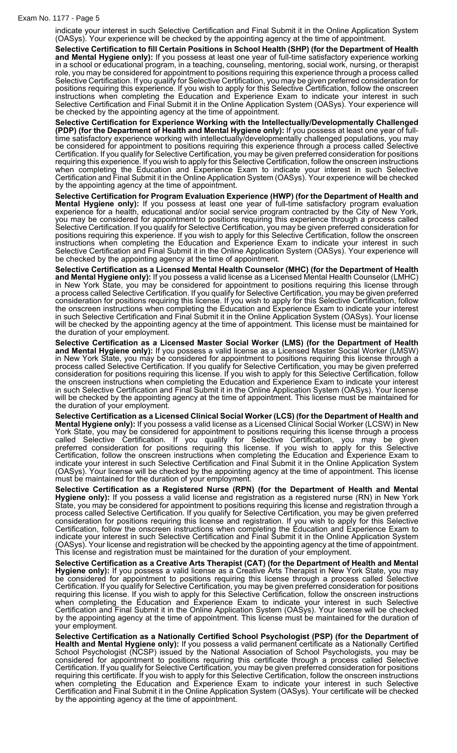indicate your interest in such Selective Certification and Final Submit it in the Online Application System (OASys). Your experience will be checked by the appointing agency at the time of appointment.

**Selective Certification to fill Certain Positions in School Health (SHP) (for the Department of Health and Mental Hygiene only):** If you possess at least one year of full-time satisfactory experience working in a school or educational program, in a teaching, counseling, mentoring, social work, nursing, or therapist role, you may be considered for appointment to positions requiring this experience through a process called Selective Certification. If you qualify for Selective Certification, you may be given preferred consideration for positions requiring this experience. If you wish to apply for this Selective Certification, follow the onscreen instructions when completing the Education and Experience Exam to indicate your interest in such Selective Certification and Final Submit it in the Online Application System (OASys). Your experience will be checked by the appointing agency at the time of appointment.

**Selective Certification for Experience Working with the Intellectually/Developmentally Challenged (PDP) (for the Department of Health and Mental Hygiene only):** If you possess at least one year of full-time satisfactory experience working with intellectually/developmentally challenged populations, you may be considered for appointment to positions requiring this experience through a process called Selective Certification. If you qualify for Selective Certification, you may be given preferred consideration for positions requiring this experience. If you wish to apply for this Selective Certification, follow the onscreen instructions when completing the Education and Experience Exam to indicate your interest in such Selective Certification and Final Submit it in the Online Application System (OASys). Your experience will be checked by the appointing agency at the time of appointment.

**Selective Certification for Program Evaluation Experience (HWP) (for the Department of Health and Mental Hygiene only):** If you possess at least one year of full-time satisfactory program evaluation experience for a health, educational and/or social service program contracted by the City of New York, you may be considered for appointment to positions requiring this experience through a process called Selective Certification. If you qualify for Selective Certification, you may be given preferred consideration for positions requiring this experience. If you wish to apply for this Selective Certification, follow the onscreen instructions when completing the Education and Experience Exam to indicate your interest in such Selective Certification and Final Submit it in the Online Application System (OASys). Your experience will be checked by the appointing agency at the time of appointment.

**Selective Certification as a Licensed Mental Health Counselor (MHC) (for the Department of Health and Mental Hygiene only):** If you possess a valid license as a Licensed Mental Health Counselor (LMHC) in New York State, you may be considered for appointment to positions requiring this license through a process called Selective Certification. If you qualify for Selective Certification, you may be given preferred consideration for positions requiring this license. If you wish to apply for this Selective Certification, follow the onscreen instructions when completing the Education and Experience Exam to indicate your interest in such Selective Certification and Final Submit it in the Online Application System (OASys). Your license will be checked by the appointing agency at the time of appointment. This license must be maintained for the duration of your employment.

**Selective Certification as a Licensed Master Social Worker (LMS) (for the Department of Health and Mental Hygiene only):** If you possess a valid license as a Licensed Master Social Worker (LMSW) in New York State, you may be considered for appointment to positions requiring this license through a process called Selective Certification. If you qualify for Selective Certification, you may be given preferred consideration for positions requiring this license. If you wish to apply for this Selective Certification, follow the onscreen instructions when completing the Education and Experience Exam to indicate your interest in such Selective Certification and Final Submit it in the Online Application System (OASys). Your license will be checked by the appointing agency at the time of appointment. This license must be maintained for the duration of your employment.

**Selective Certification as a Licensed Clinical Social Worker (LCS) (for the Department of Health and Mental Hygiene only):** If you possess a valid license as a Licensed Clinical Social Worker (LCSW) in New York State, you may be considered for appointment to positions requiring this license through a process called Selective Certification. If you qualify for Selective Certification, you may be given preferred consideration for positions requiring this license. If you wish to apply for this Selective Certification, follow the onscreen instructions when completing the Education and Experience Exam to indicate your interest in such Selective Certification and Final Submit it in the Online Application System (OASys). Your license will be checked by the appointing agency at the time of appointment. This license must be maintained for the duration of your employment.

**Selective Certification as a Registered Nurse (RPN) (for the Department of Health and Mental Hygiene only):** If you possess a valid license and registration as a registered nurse (RN) in New York State, you may be considered for appointment to positions requiring this license and registration through a process called Selective Certification. If you qualify for Selective Certification, you may be given preferred consideration for positions requiring this license and registration. If you wish to apply for this Selective Certification, follow the onscreen instructions when completing the Education and Experience Exam to indicate your interest in such Selective Certification and Final Submit it in the Online Application System (OASys). Your license and registration will be checked by the appointing agency at the time of appointment. This license and registration must be maintained for the duration of your employment.

**Selective Certification as a Creative Arts Therapist (CAT) (for the Department of Health and Mental Hygiene only):** If you possess a valid license as a Creative Arts Therapist in New York State, you may be considered for appointment to positions requiring this license through a process called Selective Certification. If you qualify for Selective Certification, you may be given preferred consideration for positions requiring this license. If you wish to apply for this Selective Certification, follow the onscreen instructions when completing the Education and Experience Exam to indicate your interest in such Selective Certification and Final Submit it in the Online Application System (OASys). Your license will be checked by the appointing agency at the time of appointment. This license must be maintained for the duration of your employment.

**Selective Certification as a Nationally Certified School Psychologist (PSP) (for the Department of Health and Mental Hygiene only):** If you possess a valid permanent certificate as a Nationally Certified School Psychologist (NCSP) issued by the National Association of School Psychologists, you may be considered for appointment to positions requiring this certificate through a process called Selective Certification. If you qualify for Selective Certification, you may be given preferred consideration for positions requiring this certificate. If you wish to apply for this Selective Certification, follow the onscreen instructions when completing the Education and Experience Exam to indicate your interest in such Selective Certification and Final Submit it in the Online Application System (OASys). Your certificate will be checked by the appointing agency at the time of appointment.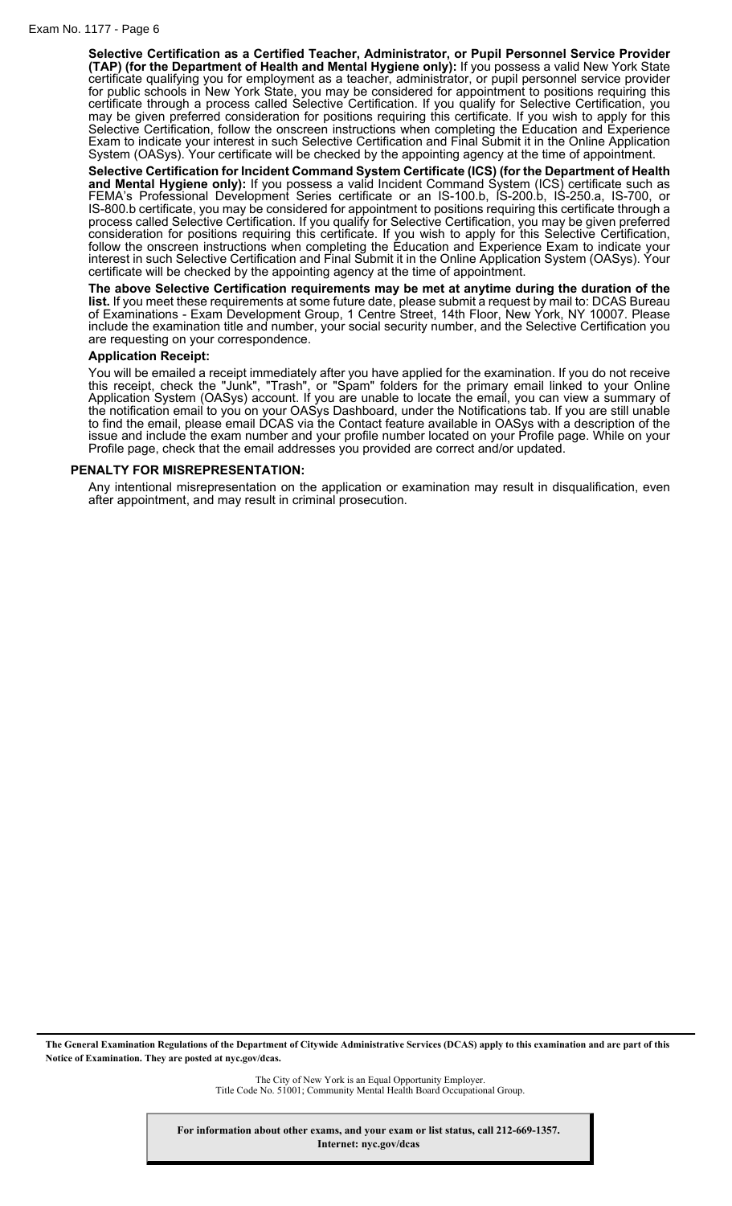**Selective Certification as a Certified Teacher, Administrator, or Pupil Personnel Service Provider (TAP) (for the Department of Health and Mental Hygiene only):** If you possess a valid New York State certificate qualifying you for employment as a teacher, administrator, or pupil personnel service provider for public schools in New York State, you may be considered for appointment to positions requiring this certificate through a process called Selective Certification. If you qualify for Selective Certification, you may be given preferred consideration for positions requiring this certificate. If you wish to apply for this Selective Certification, follow the onscreen instructions when completing the Education and Experience Exam to indicate your interest in such Selective Certification and Final Submit it in the Online Application System (OASys). Your certificate will be checked by the appointing agency at the time of appointment.

**Selective Certification for Incident Command System Certificate (ICS) (for the Department of Health and Mental Hygiene only):** If you possess a valid Incident Command System (ICS) certificate such as FEMA's Professional Development Series certificate or an IS-100.b, IS-200.b, IS-250.a, IS-700, or IS-800.b certificate, you may be considered for appointment to positions requiring this certificate through a process called Selective Certification. If you qualify for Selective Certification, you may be given preferred consideration for positions requiring this certificate. If you wish to apply for this Selective Certification, follow the onscreen instructions when completing the Education and Experience Exam to indicate your interest in such Selective Certification and Final Submit it in the Online Application System (OASys). Your certificate will be checked by the appointing agency at the time of appointment.

**The above Selective Certification requirements may be met at anytime during the duration of the list.** If you meet these requirements at some future date, please submit a request by mail to: DCAS Bureau of Examinations - Exam Development Group, 1 Centre Street, 14th Floor, New York, NY 10007. Please include the examination title and number, your social security number, and the Selective Certification you are requesting on your correspondence.

**Application Receipt:**

You will be emailed a receipt immediately after you have applied for the examination. If you do not receive this receipt, check the "Junk", "Trash", or "Spam" folders for the primary email linked to your Online Application System (OASys) account. If you are unable to locate the email, you can view a summary of the notification email to you on your OASys Dashboard, under the Notifications tab. If you are still unable to find the email, please email DCAS via the Contact feature available in OASys with a description of the issue and include the exam number and your profile number located on your Profile page. While on your Profile page, check that the email addresses you provided are correct and/or updated.

## PENALTY FOR MISREPRESENTATION:

Any intentional misrepresentation on the application or examination may result in disqualification, even after appointment, and may result in criminal prosecution.

**The General Examination Regulations of the Department of Citywide Administrative Services (DCAS) apply to this examination and are part of this Notice of Examination. They are posted at nyc.gov/dcas.**

The City of New York is an Equal Opportunity Employer.
Title Code No. 51001; Community Mental Health Board Occupational Group.

**For information about other exams, and your exam or list status, call 212-669-1357.**
**Internet: nyc.gov/dcas**